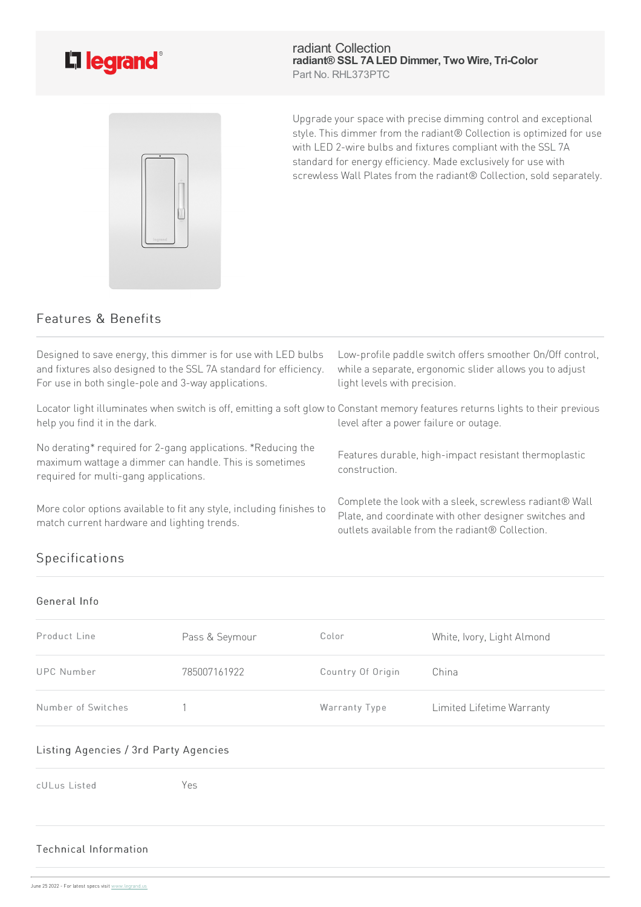radiant Collection

**radiant® SSL 7A LED Dimmer, Two Wire, Tri-Color**

Part No. RHL373PTC

Upgrade your space with precise dimming control and exceptional style. This dimmer from the radiant® Collection is optimized for use with LED 2-wire bulbs and fixtures compliant with the SSL 7A standard for energy efficiency. Made exclusively for use with screwless Wall Plates from the radiant® Collection, sold separately.

## Features & Benefits

Designed to save energy, this dimmer is for use with LED bulbs and fixtures also designed to the SSL 7A standard for efficiency. For use in both single-pole and 3-way applications.

Low-profile paddle switch offers smoother On/Off control, while a separate, ergonomic slider allows you to adjust light levels with precision.

Locator light illuminates when switch is off, emitting a soft glow to help you find it in the dark.

Constant memory features returns lights to their previous level after a power failure or outage.

No derating* required for 2-gang applications. *Reducing the maximum wattage a dimmer can handle. This is sometimes required for multi-gang applications.

Features durable, high-impact resistant thermoplastic construction.

More color options available to fit any style, including finishes to match current hardware and lighting trends.

Complete the look with a sleek, screwless radiant® Wall Plate, and coordinate with other designer switches and outlets available from the radiant® Collection.

## Specifications

### General Info

| | | | |
|---|---|---|---|
| Product Line | Pass & Seymour | Color | White, Ivory, Light Almond |
| UPC Number | 785007161922 | Country Of Origin | China |
| Number of Switches | 1 | Warranty Type | Limited Lifetime Warranty |

### Listing Agencies / 3rd Party Agencies

| | |
|---|---|
| cULus Listed | Yes |

### Technical Information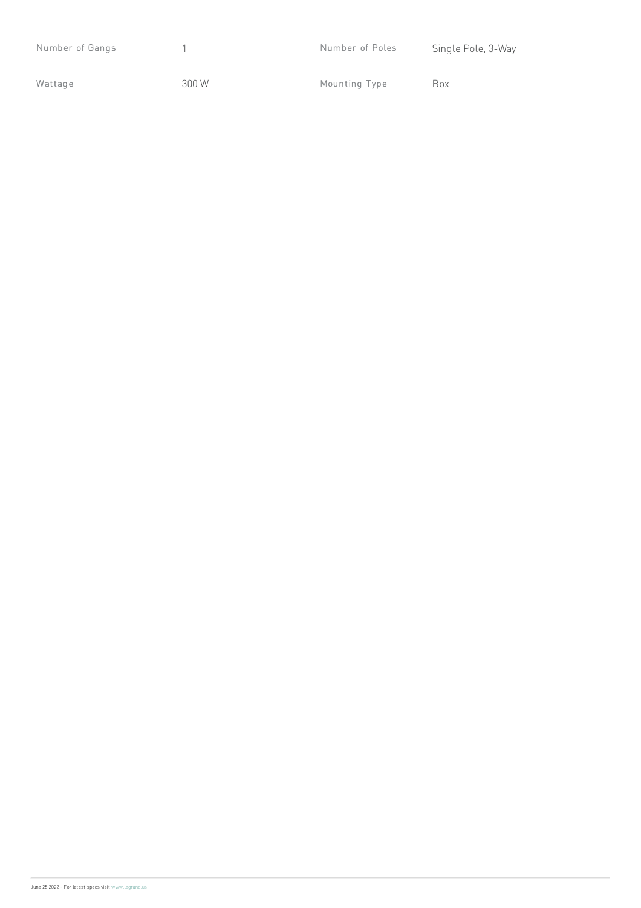| | | | |
|---|---|---|---|
| Number of Gangs | 1 | Number of Poles | Single Pole, 3-Way |
| Wattage | 300 W | Mounting Type | Box |